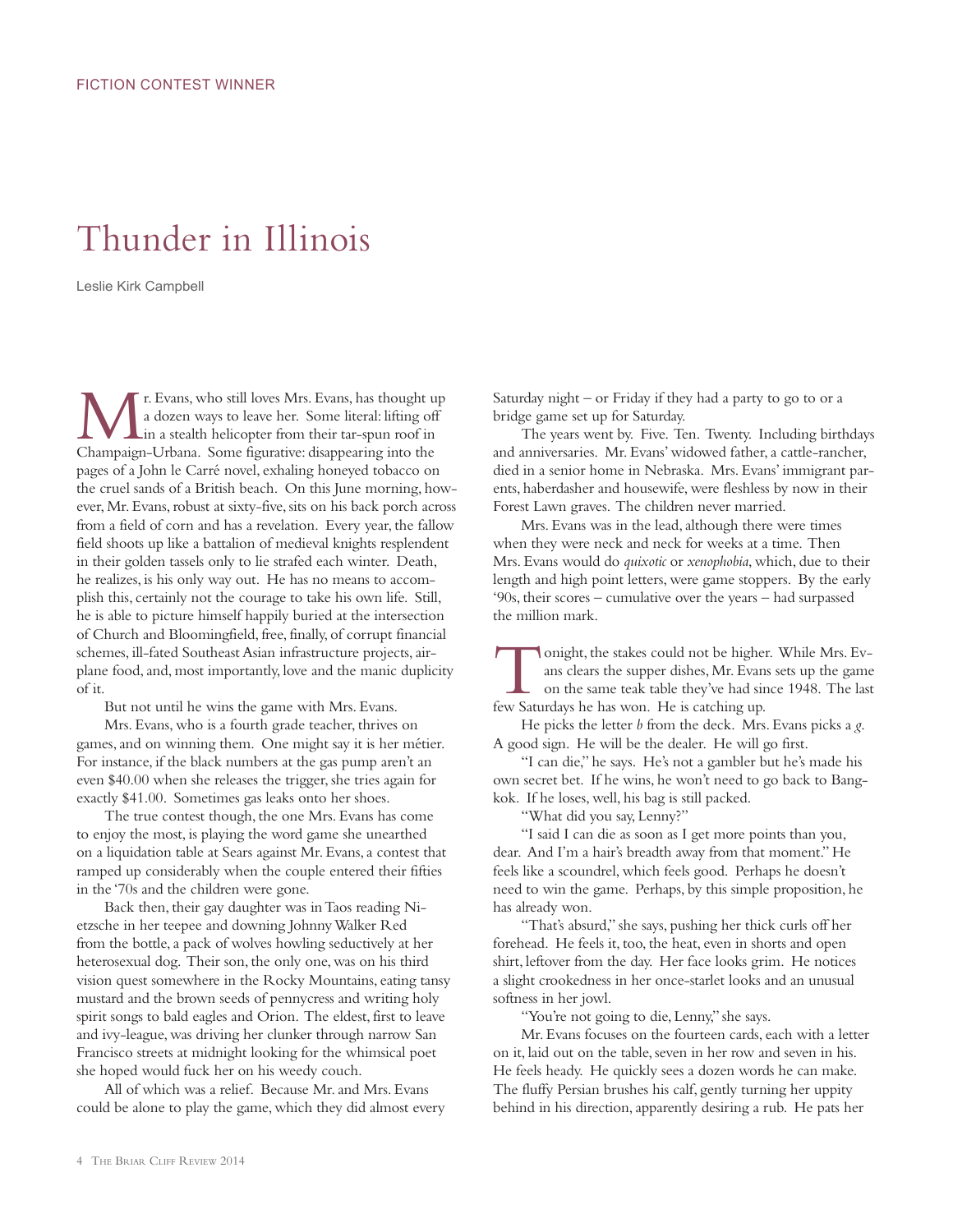FICTION CONTEST WINNER

# Thunder in Illinois

Leslie Kirk Campbell

Mr. Evans, who still loves Mrs. Evans, has thought up a dozen ways to leave her. Some literal: lifting off in a stealth helicopter from their tar-spun roof in Champaign-Urbana. Some figurative: disappearing into the pages of a John le Carré novel, exhaling honeyed tobacco on the cruel sands of a British beach. On this June morning, however, Mr. Evans, robust at sixty-five, sits on his back porch across from a field of corn and has a revelation. Every year, the fallow field shoots up like a battalion of medieval knights resplendent in their golden tassels only to lie strafed each winter. Death, he realizes, is his only way out. He has no means to accomplish this, certainly not the courage to take his own life. Still, he is able to picture himself happily buried at the intersection of Church and Bloomingfield, free, finally, of corrupt financial schemes, ill-fated Southeast Asian infrastructure projects, airplane food, and, most importantly, love and the manic duplicity of it.

But not until he wins the game with Mrs. Evans.

Mrs. Evans, who is a fourth grade teacher, thrives on games, and on winning them. One might say it is her métier. For instance, if the black numbers at the gas pump aren't an even $40.00 when she releases the trigger, she tries again for exactly $41.00. Sometimes gas leaks onto her shoes.

The true contest though, the one Mrs. Evans has come to enjoy the most, is playing the word game she unearthed on a liquidation table at Sears against Mr. Evans, a contest that ramped up considerably when the couple entered their fifties in the '70s and the children were gone.

Back then, their gay daughter was in Taos reading Nietzsche in her teepee and downing Johnny Walker Red from the bottle, a pack of wolves howling seductively at her heterosexual dog. Their son, the only one, was on his third vision quest somewhere in the Rocky Mountains, eating tansy mustard and the brown seeds of pennycress and writing holy spirit songs to bald eagles and Orion. The eldest, first to leave and ivy-league, was driving her clunker through narrow San Francisco streets at midnight looking for the whimsical poet she hoped would fuck her on his weedy couch.

All of which was a relief. Because Mr. and Mrs. Evans could be alone to play the game, which they did almost every Saturday night – or Friday if they had a party to go to or a bridge game set up for Saturday.

The years went by. Five. Ten. Twenty. Including birthdays and anniversaries. Mr. Evans' widowed father, a cattle-rancher, died in a senior home in Nebraska. Mrs. Evans' immigrant parents, haberdasher and housewife, were fleshless by now in their Forest Lawn graves. The children never married.

Mrs. Evans was in the lead, although there were times when they were neck and neck for weeks at a time. Then Mrs. Evans would do *quixotic* or *xenophobia*, which, due to their length and high point letters, were game stoppers. By the early '90s, their scores – cumulative over the years – had surpassed the million mark.

Tonight, the stakes could not be higher. While Mrs. Evans clears the supper dishes, Mr. Evans sets up the game on the same teak table they've had since 1948. The last few Saturdays he has won. He is catching up.

He picks the letter *b* from the deck. Mrs. Evans picks a *g*. A good sign. He will be the dealer. He will go first.

"I can die," he says. He's not a gambler but he's made his own secret bet. If he wins, he won't need to go back to Bangkok. If he loses, well, his bag is still packed.

"What did you say, Lenny?"

"I said I can die as soon as I get more points than you, dear. And I'm a hair's breadth away from that moment." He feels like a scoundrel, which feels good. Perhaps he doesn't need to win the game. Perhaps, by this simple proposition, he has already won.

"That's absurd," she says, pushing her thick curls off her forehead. He feels it, too, the heat, even in shorts and open shirt, leftover from the day. Her face looks grim. He notices a slight crookedness in her once-starlet looks and an unusual softness in her jowl.

"You're not going to die, Lenny," she says.

Mr. Evans focuses on the fourteen cards, each with a letter on it, laid out on the table, seven in her row and seven in his. He feels heady. He quickly sees a dozen words he can make. The fluffy Persian brushes his calf, gently turning her uppity behind in his direction, apparently desiring a rub. He pats her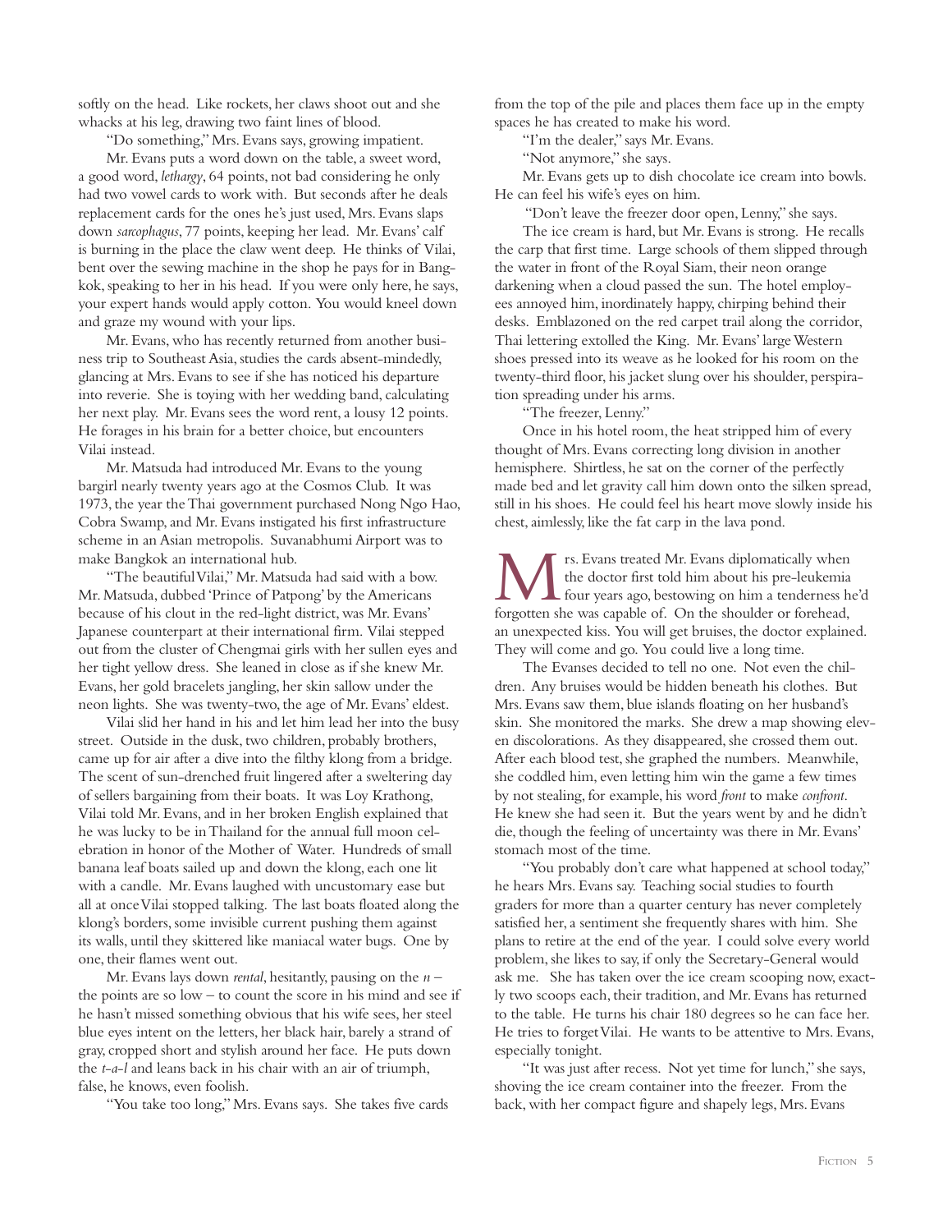softly on the head. Like rockets, her claws shoot out and she whacks at his leg, drawing two faint lines of blood.

"Do something," Mrs. Evans says, growing impatient.

Mr. Evans puts a word down on the table, a sweet word, a good word, *lethargy*, 64 points, not bad considering he only had two vowel cards to work with. But seconds after he deals replacement cards for the ones he's just used, Mrs. Evans slaps down *sarcophagus*, 77 points, keeping her lead. Mr. Evans' calf is burning in the place the claw went deep. He thinks of Vilai, bent over the sewing machine in the shop he pays for in Bangkok, speaking to her in his head. If you were only here, he says, your expert hands would apply cotton. You would kneel down and graze my wound with your lips.

Mr. Evans, who has recently returned from another business trip to Southeast Asia, studies the cards absent-mindedly, glancing at Mrs. Evans to see if she has noticed his departure into reverie. She is toying with her wedding band, calculating her next play. Mr. Evans sees the word rent, a lousy 12 points. He forages in his brain for a better choice, but encounters Vilai instead.

Mr. Matsuda had introduced Mr. Evans to the young bargirl nearly twenty years ago at the Cosmos Club. It was 1973, the year the Thai government purchased Nong Ngo Hao, Cobra Swamp, and Mr. Evans instigated his first infrastructure scheme in an Asian metropolis. Suvanabhumi Airport was to make Bangkok an international hub.

"The beautiful Vilai," Mr. Matsuda had said with a bow. Mr. Matsuda, dubbed 'Prince of Patpong' by the Americans because of his clout in the red-light district, was Mr. Evans' Japanese counterpart at their international firm. Vilai stepped out from the cluster of Chengmai girls with her sullen eyes and her tight yellow dress. She leaned in close as if she knew Mr. Evans, her gold bracelets jangling, her skin sallow under the neon lights. She was twenty-two, the age of Mr. Evans' eldest.

Vilai slid her hand in his and let him lead her into the busy street. Outside in the dusk, two children, probably brothers, came up for air after a dive into the filthy klong from a bridge. The scent of sun-drenched fruit lingered after a sweltering day of sellers bargaining from their boats. It was Loy Krathong, Vilai told Mr. Evans, and in her broken English explained that he was lucky to be in Thailand for the annual full moon celebration in honor of the Mother of Water. Hundreds of small banana leaf boats sailed up and down the klong, each one lit with a candle. Mr. Evans laughed with uncustomary ease but all at once Vilai stopped talking. The last boats floated along the klong's borders, some invisible current pushing them against its walls, until they skittered like maniacal water bugs. One by one, their flames went out.

Mr. Evans lays down *rental*, hesitantly, pausing on the *n* – the points are so low – to count the score in his mind and see if he hasn't missed something obvious that his wife sees, her steel blue eyes intent on the letters, her black hair, barely a strand of gray, cropped short and stylish around her face. He puts down the *t-a-l* and leans back in his chair with an air of triumph, false, he knows, even foolish.

"You take too long," Mrs. Evans says. She takes five cards from the top of the pile and places them face up in the empty spaces he has created to make his word.

"I'm the dealer," says Mr. Evans.

"Not anymore," she says.

Mr. Evans gets up to dish chocolate ice cream into bowls. He can feel his wife's eyes on him.

"Don't leave the freezer door open, Lenny," she says.

The ice cream is hard, but Mr. Evans is strong. He recalls the carp that first time. Large schools of them slipped through the water in front of the Royal Siam, their neon orange darkening when a cloud passed the sun. The hotel employees annoyed him, inordinately happy, chirping behind their desks. Emblazoned on the red carpet trail along the corridor, Thai lettering extolled the King. Mr. Evans' large Western shoes pressed into its weave as he looked for his room on the twenty-third floor, his jacket slung over his shoulder, perspiration spreading under his arms.

"The freezer, Lenny."

Once in his hotel room, the heat stripped him of every thought of Mrs. Evans correcting long division in another hemisphere. Shirtless, he sat on the corner of the perfectly made bed and let gravity call him down onto the silken spread, still in his shoes. He could feel his heart move slowly inside his chest, aimlessly, like the fat carp in the lava pond.

Mrs. Evans treated Mr. Evans diplomatically when the doctor first told him about his pre-leukemia four years ago, bestowing on him a tenderness he'd forgotten she was capable of. On the shoulder or forehead, an unexpected kiss. You will get bruises, the doctor explained. They will come and go. You could live a long time.

The Evanses decided to tell no one. Not even the children. Any bruises would be hidden beneath his clothes. But Mrs. Evans saw them, blue islands floating on her husband's skin. She monitored the marks. She drew a map showing eleven discolorations. As they disappeared, she crossed them out. After each blood test, she graphed the numbers. Meanwhile, she coddled him, even letting him win the game a few times by not stealing, for example, his word *front* to make *confront*. He knew she had seen it. But the years went by and he didn't die, though the feeling of uncertainty was there in Mr. Evans' stomach most of the time.

"You probably don't care what happened at school today," he hears Mrs. Evans say. Teaching social studies to fourth graders for more than a quarter century has never completely satisfied her, a sentiment she frequently shares with him. She plans to retire at the end of the year. I could solve every world problem, she likes to say, if only the Secretary-General would ask me. She has taken over the ice cream scooping now, exactly two scoops each, their tradition, and Mr. Evans has returned to the table. He turns his chair 180 degrees so he can face her. He tries to forget Vilai. He wants to be attentive to Mrs. Evans, especially tonight.

"It was just after recess. Not yet time for lunch," she says, shoving the ice cream container into the freezer. From the back, with her compact figure and shapely legs, Mrs. Evans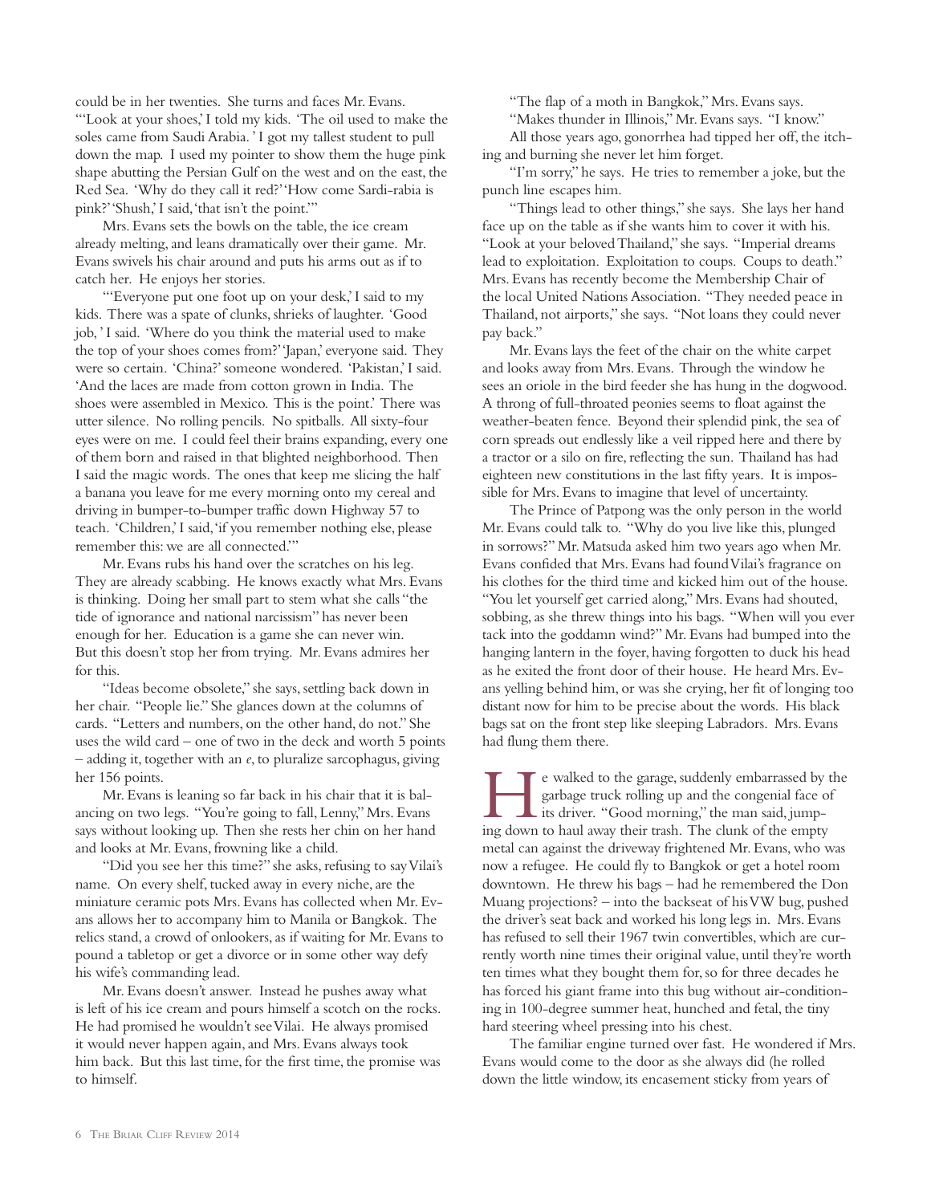could be in her twenties. She turns and faces Mr. Evans. "'Look at your shoes,' I told my kids. 'The oil used to make the soles came from Saudi Arabia.' I got my tallest student to pull down the map. I used my pointer to show them the huge pink shape abutting the Persian Gulf on the west and on the east, the Red Sea. 'Why do they call it red?' 'How come Sardi-rabia is pink?' 'Shush,' I said, 'that isn't the point.'"

Mrs. Evans sets the bowls on the table, the ice cream already melting, and leans dramatically over their game. Mr. Evans swivels his chair around and puts his arms out as if to catch her. He enjoys her stories.

"'Everyone put one foot up on your desk,' I said to my kids. There was a spate of clunks, shrieks of laughter. 'Good job,' I said. 'Where do you think the material used to make the top of your shoes comes from?' 'Japan,' everyone said. They were so certain. 'China?' someone wondered. 'Pakistan,' I said. 'And the laces are made from cotton grown in India. The shoes were assembled in Mexico. This is the point.' There was utter silence. No rolling pencils. No spitballs. All sixty-four eyes were on me. I could feel their brains expanding, every one of them born and raised in that blighted neighborhood. Then I said the magic words. The ones that keep me slicing the half a banana you leave for me every morning onto my cereal and driving in bumper-to-bumper traffic down Highway 57 to teach. 'Children,' I said, 'if you remember nothing else, please remember this: we are all connected.'"

Mr. Evans rubs his hand over the scratches on his leg. They are already scabbing. He knows exactly what Mrs. Evans is thinking. Doing her small part to stem what she calls "the tide of ignorance and national narcissism" has never been enough for her. Education is a game she can never win. But this doesn't stop her from trying. Mr. Evans admires her for this.

"Ideas become obsolete," she says, settling back down in her chair. "People lie." She glances down at the columns of cards. "Letters and numbers, on the other hand, do not." She uses the wild card – one of two in the deck and worth 5 points – adding it, together with an *e*, to pluralize sarcophagus, giving her 156 points.

Mr. Evans is leaning so far back in his chair that it is balancing on two legs. "You're going to fall, Lenny," Mrs. Evans says without looking up. Then she rests her chin on her hand and looks at Mr. Evans, frowning like a child.

"Did you see her this time?" she asks, refusing to say Vilai's name. On every shelf, tucked away in every niche, are the miniature ceramic pots Mrs. Evans has collected when Mr. Evans allows her to accompany him to Manila or Bangkok. The relics stand, a crowd of onlookers, as if waiting for Mr. Evans to pound a tabletop or get a divorce or in some other way defy his wife's commanding lead.

Mr. Evans doesn't answer. Instead he pushes away what is left of his ice cream and pours himself a scotch on the rocks. He had promised he wouldn't see Vilai. He always promised it would never happen again, and Mrs. Evans always took him back. But this last time, for the first time, the promise was to himself.

"The flap of a moth in Bangkok," Mrs. Evans says.

"Makes thunder in Illinois," Mr. Evans says. "I know."

All those years ago, gonorrhea had tipped her off, the itching and burning she never let him forget.

"I'm sorry," he says. He tries to remember a joke, but the punch line escapes him.

"Things lead to other things," she says. She lays her hand face up on the table as if she wants him to cover it with his. "Look at your beloved Thailand," she says. "Imperial dreams lead to exploitation. Exploitation to coups. Coups to death." Mrs. Evans has recently become the Membership Chair of the local United Nations Association. "They needed peace in Thailand, not airports," she says. "Not loans they could never pay back."

Mr. Evans lays the feet of the chair on the white carpet and looks away from Mrs. Evans. Through the window he sees an oriole in the bird feeder she has hung in the dogwood. A throng of full-throated peonies seems to float against the weather-beaten fence. Beyond their splendid pink, the sea of corn spreads out endlessly like a veil ripped here and there by a tractor or a silo on fire, reflecting the sun. Thailand has had eighteen new constitutions in the last fifty years. It is impossible for Mrs. Evans to imagine that level of uncertainty.

The Prince of Patpong was the only person in the world Mr. Evans could talk to. "Why do you live like this, plunged in sorrows?" Mr. Matsuda asked him two years ago when Mr. Evans confided that Mrs. Evans had found Vilai's fragrance on his clothes for the third time and kicked him out of the house. "You let yourself get carried along," Mrs. Evans had shouted, sobbing, as she threw things into his bags. "When will you ever tack into the goddamn wind?" Mr. Evans had bumped into the hanging lantern in the foyer, having forgotten to duck his head as he exited the front door of their house. He heard Mrs. Evans yelling behind him, or was she crying, her fit of longing too distant now for him to be precise about the words. His black bags sat on the front step like sleeping Labradors. Mrs. Evans had flung them there.

He walked to the garage, suddenly embarrassed by the garbage truck rolling up and the congenial face of its driver. "Good morning," the man said, jumping down to haul away their trash. The clunk of the empty metal can against the driveway frightened Mr. Evans, who was now a refugee. He could fly to Bangkok or get a hotel room downtown. He threw his bags – had he remembered the Don Muang projections? – into the backseat of his VW bug, pushed the driver's seat back and worked his long legs in. Mrs. Evans has refused to sell their 1967 twin convertibles, which are currently worth nine times their original value, until they're worth ten times what they bought them for, so for three decades he has forced his giant frame into this bug without air-conditioning in 100-degree summer heat, hunched and fetal, the tiny hard steering wheel pressing into his chest.

The familiar engine turned over fast. He wondered if Mrs. Evans would come to the door as she always did (he rolled down the little window, its encasement sticky from years of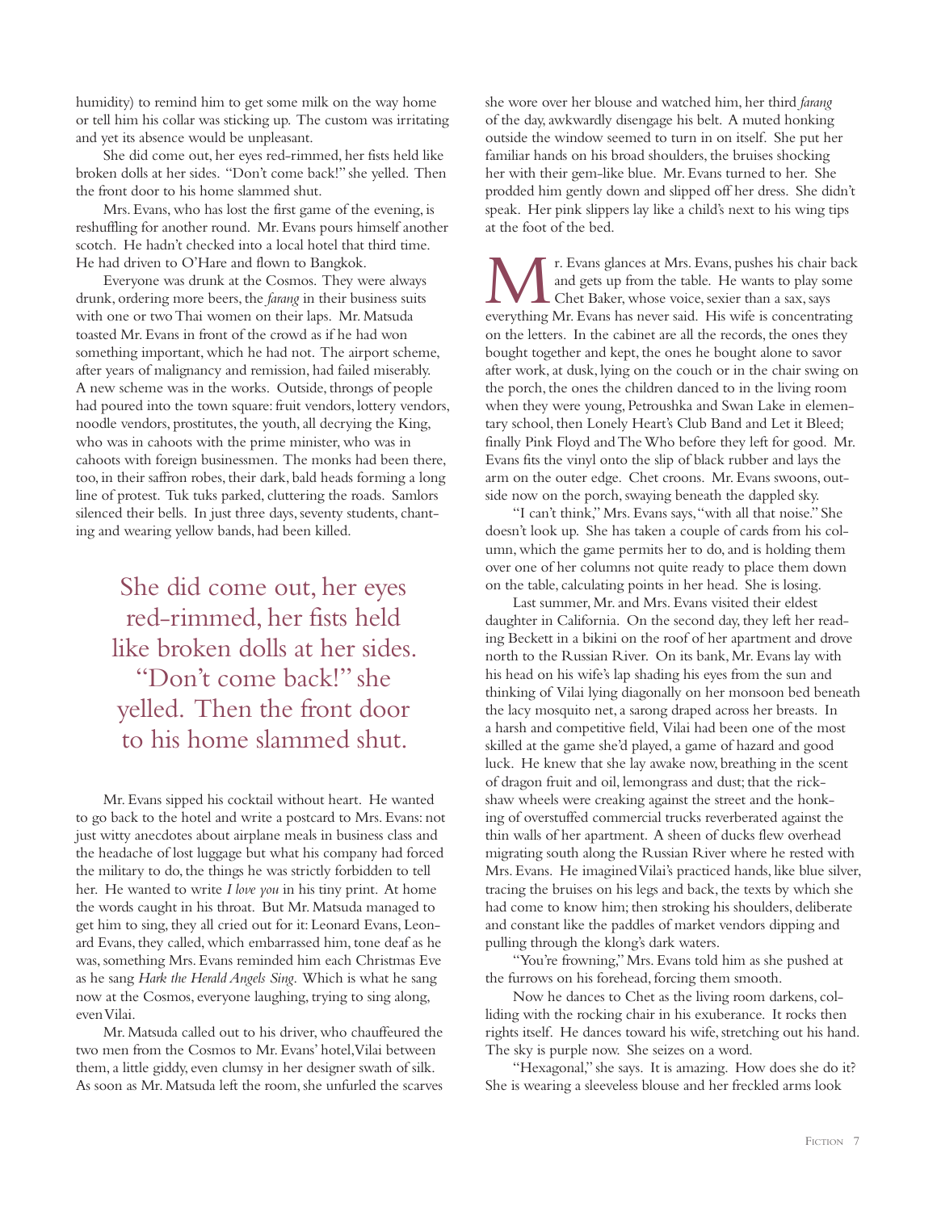humidity) to remind him to get some milk on the way home or tell him his collar was sticking up. The custom was irritating and yet its absence would be unpleasant.

She did come out, her eyes red-rimmed, her fists held like broken dolls at her sides. "Don't come back!" she yelled. Then the front door to his home slammed shut.

Mrs. Evans, who has lost the first game of the evening, is reshuffling for another round. Mr. Evans pours himself another scotch. He hadn't checked into a local hotel that third time. He had driven to O'Hare and flown to Bangkok.

Everyone was drunk at the Cosmos. They were always drunk, ordering more beers, the *farang* in their business suits with one or two Thai women on their laps. Mr. Matsuda toasted Mr. Evans in front of the crowd as if he had won something important, which he had not. The airport scheme, after years of malignancy and remission, had failed miserably. A new scheme was in the works. Outside, throngs of people had poured into the town square: fruit vendors, lottery vendors, noodle vendors, prostitutes, the youth, all decrying the King, who was in cahoots with the prime minister, who was in cahoots with foreign businessmen. The monks had been there, too, in their saffron robes, their dark, bald heads forming a long line of protest. Tuk tuks parked, cluttering the roads. Samlors silenced their bells. In just three days, seventy students, chanting and wearing yellow bands, had been killed.

> She did come out, her eyes red-rimmed, her fists held like broken dolls at her sides. "Don't come back!" she yelled. Then the front door to his home slammed shut.

Mr. Evans sipped his cocktail without heart. He wanted to go back to the hotel and write a postcard to Mrs. Evans: not just witty anecdotes about airplane meals in business class and the headache of lost luggage but what his company had forced the military to do, the things he was strictly forbidden to tell her. He wanted to write *I love you* in his tiny print. At home the words caught in his throat. But Mr. Matsuda managed to get him to sing, they all cried out for it: Leonard Evans, Leonard Evans, they called, which embarrassed him, tone deaf as he was, something Mrs. Evans reminded him each Christmas Eve as he sang *Hark the Herald Angels Sing*. Which is what he sang now at the Cosmos, everyone laughing, trying to sing along, even Vilai.

Mr. Matsuda called out to his driver, who chauffeured the two men from the Cosmos to Mr. Evans' hotel, Vilai between them, a little giddy, even clumsy in her designer swath of silk. As soon as Mr. Matsuda left the room, she unfurled the scarves she wore over her blouse and watched him, her third *farang* of the day, awkwardly disengage his belt. A muted honking outside the window seemed to turn in on itself. She put her familiar hands on his broad shoulders, the bruises shocking her with their gem-like blue. Mr. Evans turned to her. She prodded him gently down and slipped off her dress. She didn't speak. Her pink slippers lay like a child's next to his wing tips at the foot of the bed.

Mr. Evans glances at Mrs. Evans, pushes his chair back and gets up from the table. He wants to play some Chet Baker, whose voice, sexier than a sax, says everything Mr. Evans has never said. His wife is concentrating on the letters. In the cabinet are all the records, the ones they bought together and kept, the ones he bought alone to savor after work, at dusk, lying on the couch or in the chair swing on the porch, the ones the children danced to in the living room when they were young, Petroushka and Swan Lake in elementary school, then Lonely Heart's Club Band and Let it Bleed; finally Pink Floyd and The Who before they left for good. Mr. Evans fits the vinyl onto the slip of black rubber and lays the arm on the outer edge. Chet croons. Mr. Evans swoons, outside now on the porch, swaying beneath the dappled sky.

"I can't think," Mrs. Evans says, "with all that noise." She doesn't look up. She has taken a couple of cards from his column, which the game permits her to do, and is holding them over one of her columns not quite ready to place them down on the table, calculating points in her head. She is losing.

Last summer, Mr. and Mrs. Evans visited their eldest daughter in California. On the second day, they left her reading Beckett in a bikini on the roof of her apartment and drove north to the Russian River. On its bank, Mr. Evans lay with his head on his wife's lap shading his eyes from the sun and thinking of Vilai lying diagonally on her monsoon bed beneath the lacy mosquito net, a sarong draped across her breasts. In a harsh and competitive field, Vilai had been one of the most skilled at the game she'd played, a game of hazard and good luck. He knew that she lay awake now, breathing in the scent of dragon fruit and oil, lemongrass and dust; that the rickshaw wheels were creaking against the street and the honking of overstuffed commercial trucks reverberated against the thin walls of her apartment. A sheen of ducks flew overhead migrating south along the Russian River where he rested with Mrs. Evans. He imagined Vilai's practiced hands, like blue silver, tracing the bruises on his legs and back, the texts by which she had come to know him; then stroking his shoulders, deliberate and constant like the paddles of market vendors dipping and pulling through the klong's dark waters.

"You're frowning," Mrs. Evans told him as she pushed at the furrows on his forehead, forcing them smooth.

Now he dances to Chet as the living room darkens, colliding with the rocking chair in his exuberance. It rocks then rights itself. He dances toward his wife, stretching out his hand. The sky is purple now. She seizes on a word.

"Hexagonal," she says. It is amazing. How does she do it? She is wearing a sleeveless blouse and her freckled arms look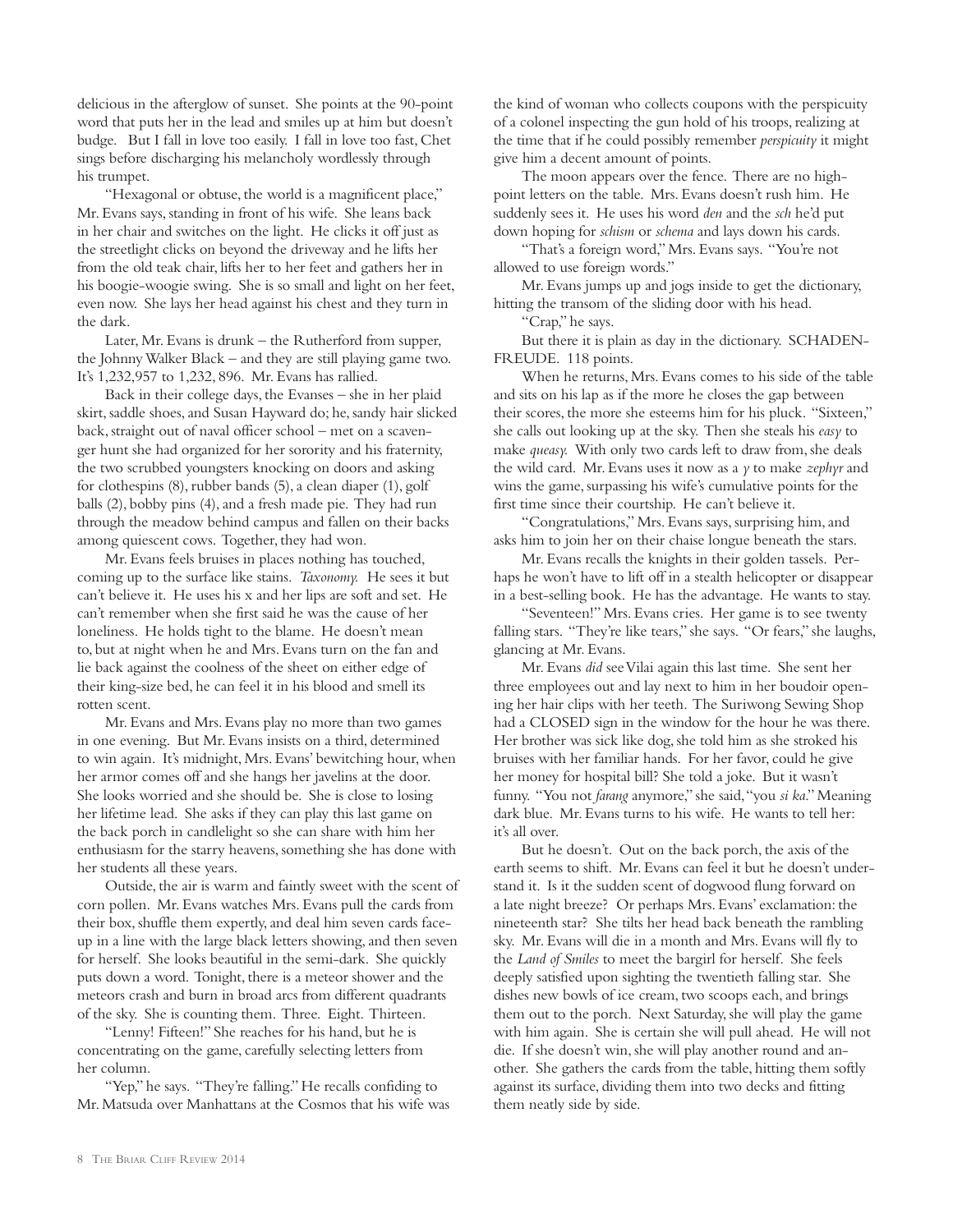delicious in the afterglow of sunset. She points at the 90-point word that puts her in the lead and smiles up at him but doesn't budge. But I fall in love too easily. I fall in love too fast, Chet sings before discharging his melancholy wordlessly through his trumpet.

"Hexagonal or obtuse, the world is a magnificent place," Mr. Evans says, standing in front of his wife. She leans back in her chair and switches on the light. He clicks it off just as the streetlight clicks on beyond the driveway and he lifts her from the old teak chair, lifts her to her feet and gathers her in his boogie-woogie swing. She is so small and light on her feet, even now. She lays her head against his chest and they turn in the dark.

Later, Mr. Evans is drunk – the Rutherford from supper, the Johnny Walker Black – and they are still playing game two. It's 1,232,957 to 1,232, 896. Mr. Evans has rallied.

Back in their college days, the Evanses – she in her plaid skirt, saddle shoes, and Susan Hayward do; he, sandy hair slicked back, straight out of naval officer school – met on a scavenger hunt she had organized for her sorority and his fraternity, the two scrubbed youngsters knocking on doors and asking for clothespins (8), rubber bands (5), a clean diaper (1), golf balls (2), bobby pins (4), and a fresh made pie. They had run through the meadow behind campus and fallen on their backs among quiescent cows. Together, they had won.

Mr. Evans feels bruises in places nothing has touched, coming up to the surface like stains. *Taxonomy.* He sees it but can't believe it. He uses his x and her lips are soft and set. He can't remember when she first said he was the cause of her loneliness. He holds tight to the blame. He doesn't mean to, but at night when he and Mrs. Evans turn on the fan and lie back against the coolness of the sheet on either edge of their king-size bed, he can feel it in his blood and smell its rotten scent.

Mr. Evans and Mrs. Evans play no more than two games in one evening. But Mr. Evans insists on a third, determined to win again. It's midnight, Mrs. Evans' bewitching hour, when her armor comes off and she hangs her javelins at the door. She looks worried and she should be. She is close to losing her lifetime lead. She asks if they can play this last game on the back porch in candlelight so she can share with him her enthusiasm for the starry heavens, something she has done with her students all these years.

Outside, the air is warm and faintly sweet with the scent of corn pollen. Mr. Evans watches Mrs. Evans pull the cards from their box, shuffle them expertly, and deal him seven cards face-up in a line with the large black letters showing, and then seven for herself. She looks beautiful in the semi-dark. She quickly puts down a word. Tonight, there is a meteor shower and the meteors crash and burn in broad arcs from different quadrants of the sky. She is counting them. Three. Eight. Thirteen.

"Lenny! Fifteen!" She reaches for his hand, but he is concentrating on the game, carefully selecting letters from her column.

"Yep," he says. "They're falling." He recalls confiding to Mr. Matsuda over Manhattans at the Cosmos that his wife was the kind of woman who collects coupons with the perspicuity of a colonel inspecting the gun hold of his troops, realizing at the time that if he could possibly remember *perspicuity* it might give him a decent amount of points.

The moon appears over the fence. There are no high-point letters on the table. Mrs. Evans doesn't rush him. He suddenly sees it. He uses his word *den* and the *sch* he'd put down hoping for *schism* or *schema* and lays down his cards.

"That's a foreign word," Mrs. Evans says. "You're not allowed to use foreign words."

Mr. Evans jumps up and jogs inside to get the dictionary, hitting the transom of the sliding door with his head.

"Crap," he says.

But there it is plain as day in the dictionary. SCHADENFREUDE. 118 points.

When he returns, Mrs. Evans comes to his side of the table and sits on his lap as if the more he closes the gap between their scores, the more she esteems him for his pluck. "Sixteen," she calls out looking up at the sky. Then she steals his *easy* to make *queasy.* With only two cards left to draw from, she deals the wild card. Mr. Evans uses it now as a *y* to make *zephyr* and wins the game, surpassing his wife's cumulative points for the first time since their courtship. He can't believe it.

"Congratulations," Mrs. Evans says, surprising him, and asks him to join her on their chaise longue beneath the stars.

Mr. Evans recalls the knights in their golden tassels. Perhaps he won't have to lift off in a stealth helicopter or disappear in a best-selling book. He has the advantage. He wants to stay.

"Seventeen!" Mrs. Evans cries. Her game is to see twenty falling stars. "They're like tears," she says. "Or fears," she laughs, glancing at Mr. Evans.

Mr. Evans *did* see Vilai again this last time. She sent her three employees out and lay next to him in her boudoir opening her hair clips with her teeth. The Suriwong Sewing Shop had a CLOSED sign in the window for the hour he was there. Her brother was sick like dog, she told him as she stroked his bruises with her familiar hands. For her favor, could he give her money for hospital bill? She told a joke. But it wasn't funny. "You not *farang* anymore," she said, "you *si ka*." Meaning dark blue. Mr. Evans turns to his wife. He wants to tell her: it's all over.

But he doesn't. Out on the back porch, the axis of the earth seems to shift. Mr. Evans can feel it but he doesn't understand it. Is it the sudden scent of dogwood flung forward on a late night breeze? Or perhaps Mrs. Evans' exclamation: the nineteenth star? She tilts her head back beneath the rambling sky. Mr. Evans will die in a month and Mrs. Evans will fly to the *Land of Smiles* to meet the bargirl for herself. She feels deeply satisfied upon sighting the twentieth falling star. She dishes new bowls of ice cream, two scoops each, and brings them out to the porch. Next Saturday, she will play the game with him again. She is certain she will pull ahead. He will not die. If she doesn't win, she will play another round and another. She gathers the cards from the table, hitting them softly against its surface, dividing them into two decks and fitting them neatly side by side.